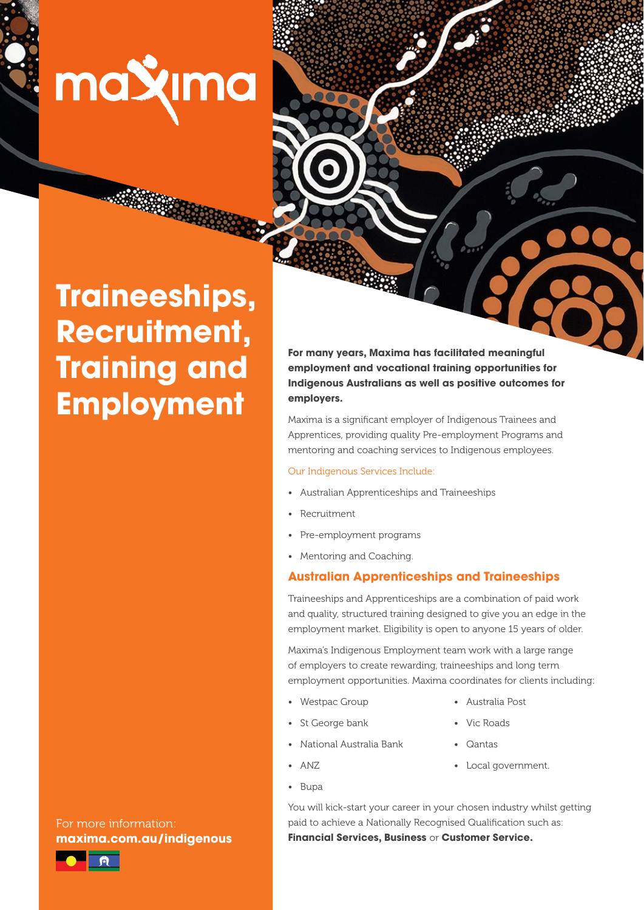# Traineeships, Recruitment, Training and Employment

For more information:
**maxima.com.au/indigenous**

**For many years, Maxima has facilitated meaningful employment and vocational training opportunities for Indigenous Australians as well as positive outcomes for employers.**

Maxima is a significant employer of Indigenous Trainees and Apprentices, providing quality Pre-employment Programs and mentoring and coaching services to Indigenous employees.

Our Indigenous Services Include:

- Australian Apprenticeships and Traineeships
- Recruitment
- Pre-employment programs
- Mentoring and Coaching.

## Australian Apprenticeships and Traineeships

Traineeships and Apprenticeships are a combination of paid work and quality, structured training designed to give you an edge in the employment market. Eligibility is open to anyone 15 years of older.

Maxima's Indigenous Employment team work with a large range of employers to create rewarding, traineeships and long term employment opportunities. Maxima coordinates for clients including:

- Westpac Group
- St George bank
- National Australia Bank
- ANZ
- Bupa
- Australia Post
- Vic Roads
- Qantas
- Local government.

You will kick-start your career in your chosen industry whilst getting paid to achieve a Nationally Recognised Qualification such as: **Financial Services, Business** or **Customer Service.**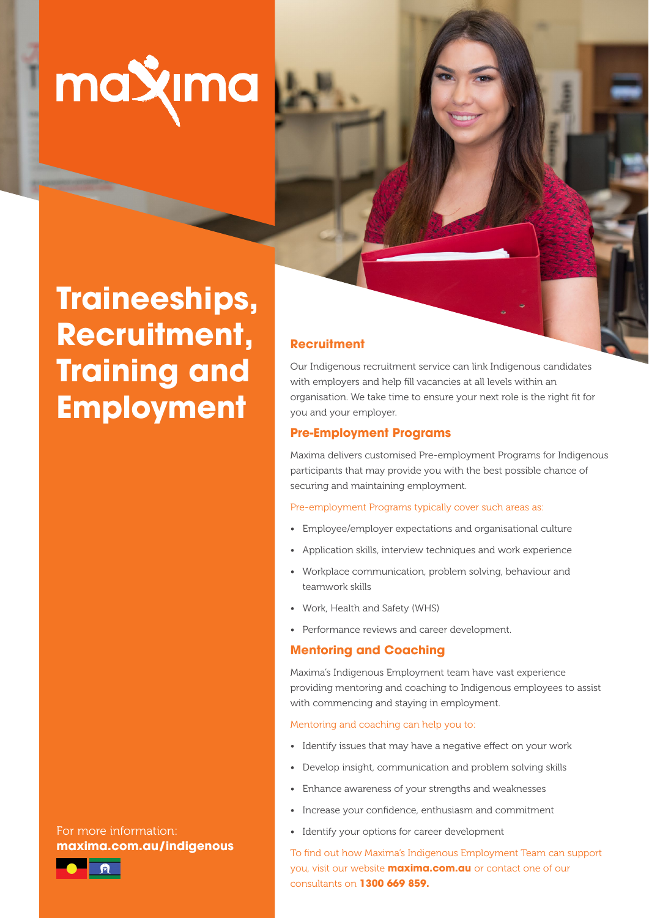maxima

# Traineeships, Recruitment, Training and Employment

## Recruitment

Our Indigenous recruitment service can link Indigenous candidates with employers and help fill vacancies at all levels within an organisation. We take time to ensure your next role is the right fit for you and your employer.

## Pre-Employment Programs

Maxima delivers customised Pre-employment Programs for Indigenous participants that may provide you with the best possible chance of securing and maintaining employment.

Pre-employment Programs typically cover such areas as:

- Employee/employer expectations and organisational culture
- Application skills, interview techniques and work experience
- Workplace communication, problem solving, behaviour and teamwork skills
- Work, Health and Safety (WHS)
- Performance reviews and career development.

## Mentoring and Coaching

Maxima's Indigenous Employment team have vast experience providing mentoring and coaching to Indigenous employees to assist with commencing and staying in employment.

Mentoring and coaching can help you to:

- Identify issues that may have a negative effect on your work
- Develop insight, communication and problem solving skills
- Enhance awareness of your strengths and weaknesses
- Increase your confidence, enthusiasm and commitment
- Identify your options for career development

To find out how Maxima's Indigenous Employment Team can support you, visit our website **maxima.com.au** or contact one of our consultants on **1300 669 859.**

For more information:
**maxima.com.au/indigenous**